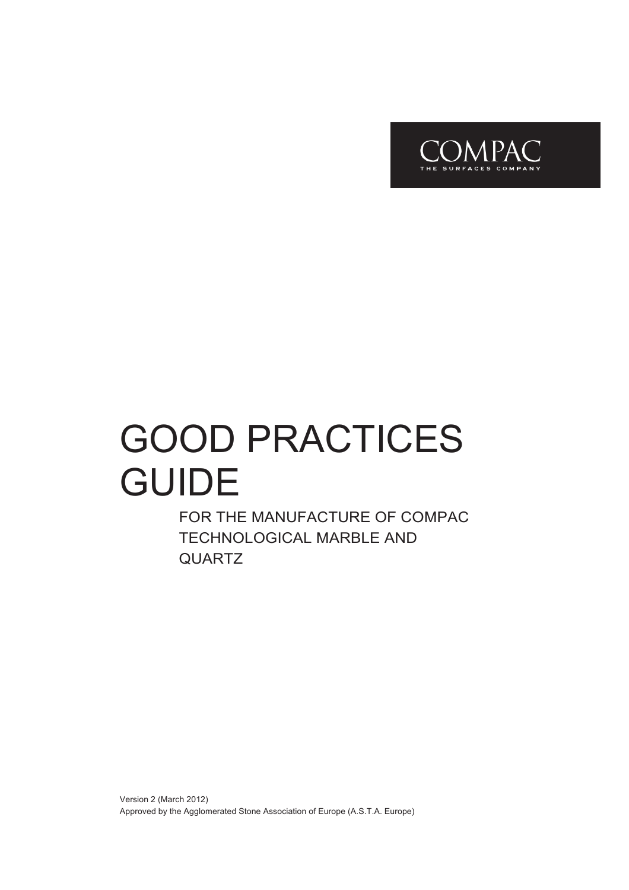COMPAC
THE SURFACES COMPANY

# GOOD PRACTICES GUIDE

## FOR THE MANUFACTURE OF COMPAC TECHNOLOGICAL MARBLE AND QUARTZ

Version 2 (March 2012)
Approved by the Agglomerated Stone Association of Europe (A.S.T.A. Europe)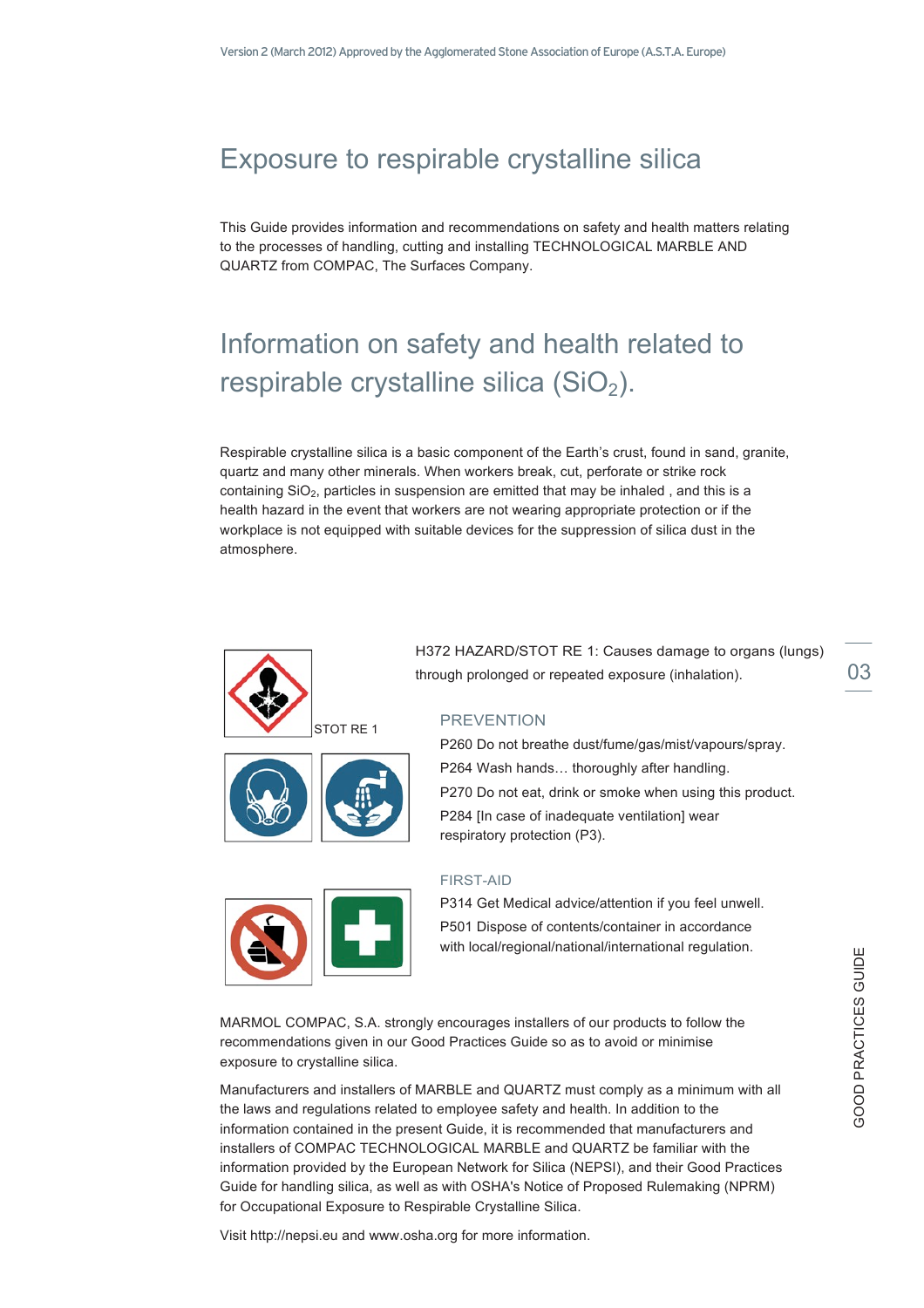# Exposure to respirable crystalline silica

This Guide provides information and recommendations on safety and health matters relating to the processes of handling, cutting and installing TECHNOLOGICAL MARBLE AND QUARTZ from COMPAC, The Surfaces Company.

# Information on safety and health related to respirable crystalline silica ($SiO_2$).

Respirable crystalline silica is a basic component of the Earth's crust, found in sand, granite, quartz and many other minerals. When workers break, cut, perforate or strike rock containing $SiO_2$, particles in suspension are emitted that may be inhaled , and this is a health hazard in the event that workers are not wearing appropriate protection or if the workplace is not equipped with suitable devices for the suppression of silica dust in the atmosphere.

STOT RE 1

H372 HAZARD/STOT RE 1: Causes damage to organs (lungs) through prolonged or repeated exposure (inhalation).

### PREVENTION

P260 Do not breathe dust/fume/gas/mist/vapours/spray.
P264 Wash hands… thoroughly after handling.
P270 Do not eat, drink or smoke when using this product.
P284 [In case of inadequate ventilation] wear respiratory protection (P3).

### FIRST-AID

P314 Get Medical advice/attention if you feel unwell.
P501 Dispose of contents/container in accordance with local/regional/national/international regulation.

MARMOL COMPAC, S.A. strongly encourages installers of our products to follow the recommendations given in our Good Practices Guide so as to avoid or minimise exposure to crystalline silica.

Manufacturers and installers of MARBLE and QUARTZ must comply as a minimum with all the laws and regulations related to employee safety and health. In addition to the information contained in the present Guide, it is recommended that manufacturers and installers of COMPAC TECHNOLOGICAL MARBLE and QUARTZ be familiar with the information provided by the European Network for Silica (NEPSI), and their Good Practices Guide for handling silica, as well as with OSHA's Notice of Proposed Rulemaking (NPRM) for Occupational Exposure to Respirable Crystalline Silica.

Visit http://nepsi.eu and www.osha.org for more information.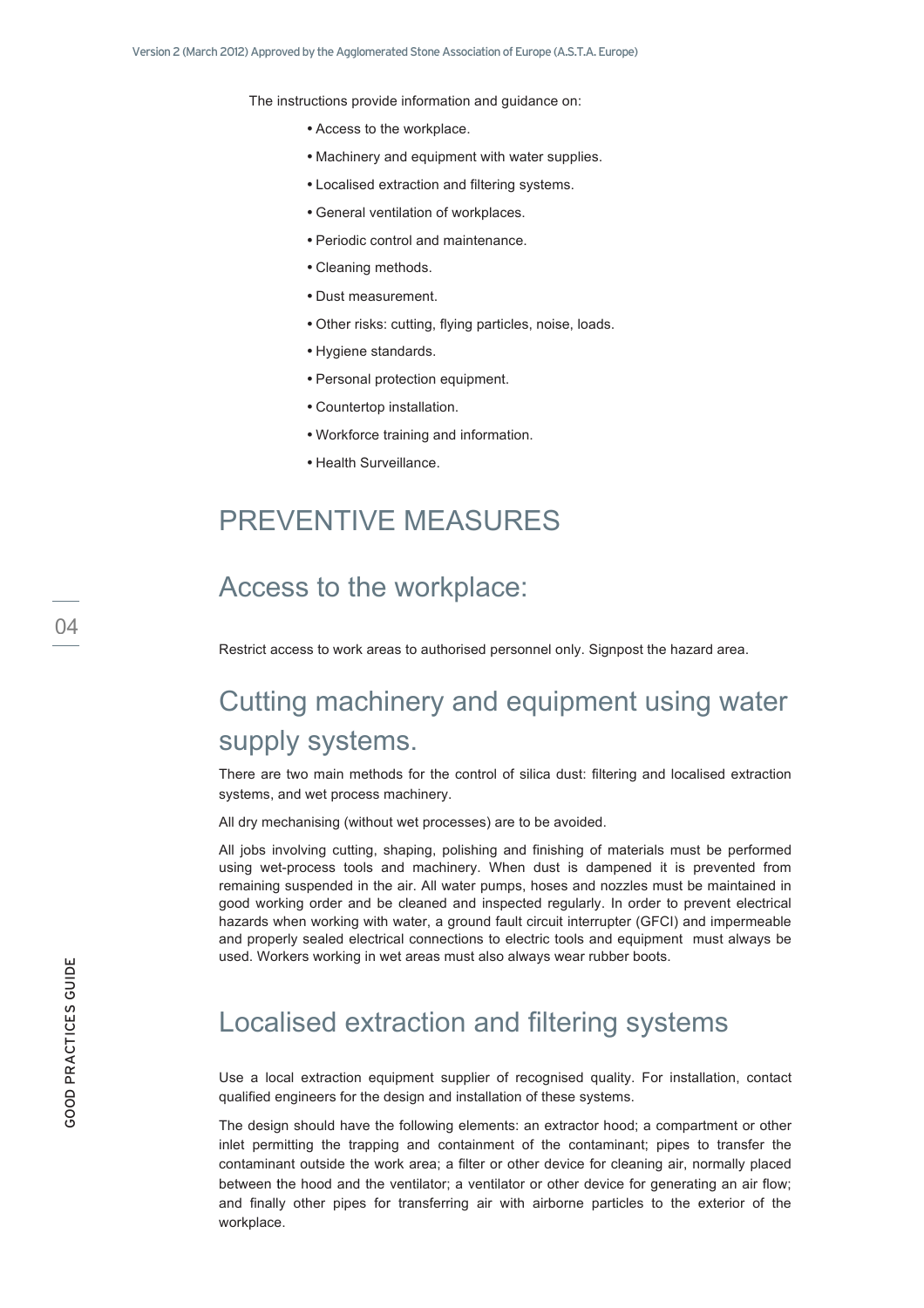The instructions provide information and guidance on:

- Access to the workplace.
- Machinery and equipment with water supplies.
- Localised extraction and filtering systems.
- General ventilation of workplaces.
- Periodic control and maintenance.
- Cleaning methods.
- Dust measurement.
- Other risks: cutting, flying particles, noise, loads.
- Hygiene standards.
- Personal protection equipment.
- Countertop installation.
- Workforce training and information.
- Health Surveillance.

# PREVENTIVE MEASURES

## Access to the workplace:

Restrict access to work areas to authorised personnel only. Signpost the hazard area.

## Cutting machinery and equipment using water supply systems.

There are two main methods for the control of silica dust: filtering and localised extraction systems, and wet process machinery.

All dry mechanising (without wet processes) are to be avoided.

All jobs involving cutting, shaping, polishing and finishing of materials must be performed using wet-process tools and machinery. When dust is dampened it is prevented from remaining suspended in the air. All water pumps, hoses and nozzles must be maintained in good working order and be cleaned and inspected regularly. In order to prevent electrical hazards when working with water, a ground fault circuit interrupter (GFCI) and impermeable and properly sealed electrical connections to electric tools and equipment must always be used. Workers working in wet areas must also always wear rubber boots.

## Localised extraction and filtering systems

Use a local extraction equipment supplier of recognised quality. For installation, contact qualified engineers for the design and installation of these systems.

The design should have the following elements: an extractor hood; a compartment or other inlet permitting the trapping and containment of the contaminant; pipes to transfer the contaminant outside the work area; a filter or other device for cleaning air, normally placed between the hood and the ventilator; a ventilator or other device for generating an air flow; and finally other pipes for transferring air with airborne particles to the exterior of the workplace.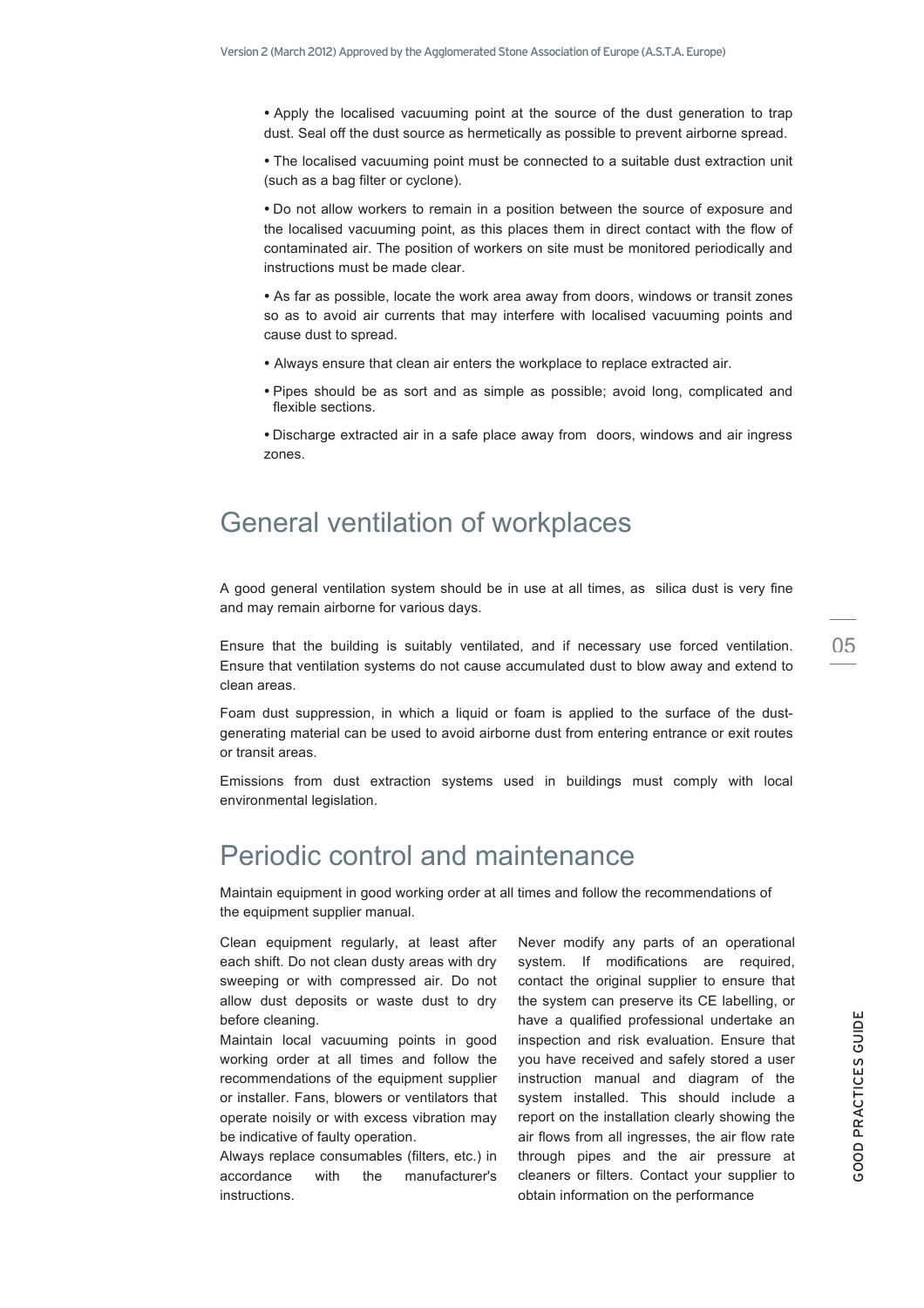- Apply the localised vacuuming point at the source of the dust generation to trap dust. Seal off the dust source as hermetically as possible to prevent airborne spread.
- The localised vacuuming point must be connected to a suitable dust extraction unit (such as a bag filter or cyclone).
- Do not allow workers to remain in a position between the source of exposure and the localised vacuuming point, as this places them in direct contact with the flow of contaminated air. The position of workers on site must be monitored periodically and instructions must be made clear.
- As far as possible, locate the work area away from doors, windows or transit zones so as to avoid air currents that may interfere with localised vacuuming points and cause dust to spread.
- Always ensure that clean air enters the workplace to replace extracted air.
- Pipes should be as sort and as simple as possible; avoid long, complicated and flexible sections.
- Discharge extracted air in a safe place away from doors, windows and air ingress zones.

## General ventilation of workplaces

A good general ventilation system should be in use at all times, as silica dust is very fine and may remain airborne for various days.

Ensure that the building is suitably ventilated, and if necessary use forced ventilation. Ensure that ventilation systems do not cause accumulated dust to blow away and extend to clean areas.

Foam dust suppression, in which a liquid or foam is applied to the surface of the dust-generating material can be used to avoid airborne dust from entering entrance or exit routes or transit areas.

Emissions from dust extraction systems used in buildings must comply with local environmental legislation.

## Periodic control and maintenance

Maintain equipment in good working order at all times and follow the recommendations of the equipment supplier manual.

Clean equipment regularly, at least after each shift. Do not clean dusty areas with dry sweeping or with compressed air. Do not allow dust deposits or waste dust to dry before cleaning.

Maintain local vacuuming points in good working order at all times and follow the recommendations of the equipment supplier or installer. Fans, blowers or ventilators that operate noisily or with excess vibration may be indicative of faulty operation.

Always replace consumables (filters, etc.) in accordance with the manufacturer's instructions.

Never modify any parts of an operational system. If modifications are required, contact the original supplier to ensure that the system can preserve its CE labelling, or have a qualified professional undertake an inspection and risk evaluation. Ensure that you have received and safely stored a user instruction manual and diagram of the system installed. This should include a report on the installation clearly showing the air flows from all ingresses, the air flow rate through pipes and the air pressure at cleaners or filters. Contact your supplier to obtain information on the performance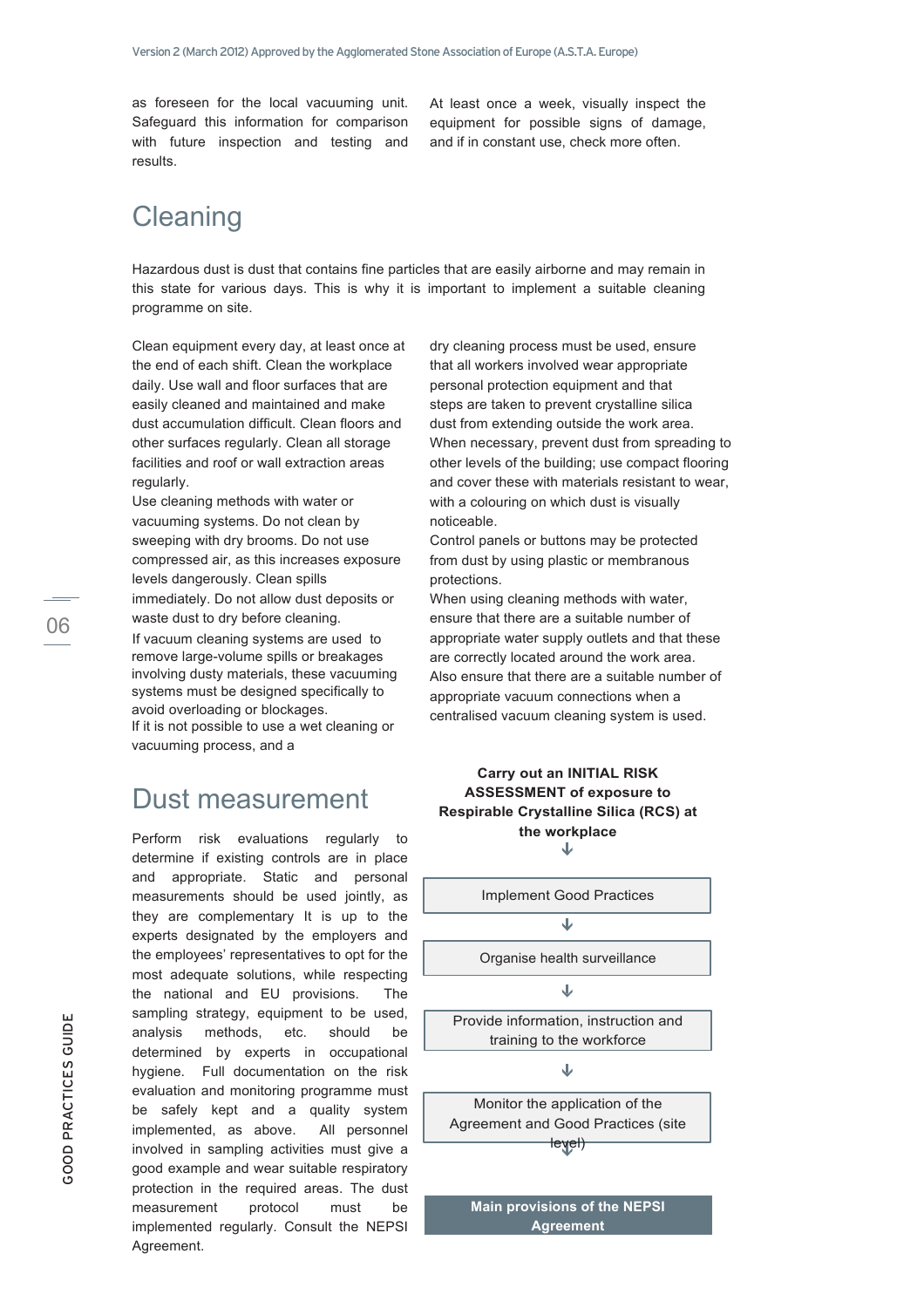as foreseen for the local vacuuming unit. Safeguard this information for comparison with future inspection and testing and results.

At least once a week, visually inspect the equipment for possible signs of damage, and if in constant use, check more often.

## Cleaning

Hazardous dust is dust that contains fine particles that are easily airborne and may remain in this state for various days. This is why it is important to implement a suitable cleaning programme on site.

Clean equipment every day, at least once at the end of each shift. Clean the workplace daily. Use wall and floor surfaces that are easily cleaned and maintained and make dust accumulation difficult. Clean floors and other surfaces regularly. Clean all storage facilities and roof or wall extraction areas regularly.

Use cleaning methods with water or vacuuming systems. Do not clean by sweeping with dry brooms. Do not use compressed air, as this increases exposure levels dangerously. Clean spills immediately. Do not allow dust deposits or waste dust to dry before cleaning.

If vacuum cleaning systems are used to remove large-volume spills or breakages involving dusty materials, these vacuuming systems must be designed specifically to avoid overloading or blockages.

If it is not possible to use a wet cleaning or vacuuming process, and a dry cleaning process must be used, ensure that all workers involved wear appropriate personal protection equipment and that steps are taken to prevent crystalline silica dust from extending outside the work area.

When necessary, prevent dust from spreading to other levels of the building; use compact flooring and cover these with materials resistant to wear, with a colouring on which dust is visually noticeable.

Control panels or buttons may be protected from dust by using plastic or membranous protections.

When using cleaning methods with water, ensure that there are a suitable number of appropriate water supply outlets and that these are correctly located around the work area. Also ensure that there are a suitable number of appropriate vacuum connections when a centralised vacuum cleaning system is used.

## Dust measurement

Perform risk evaluations regularly to determine if existing controls are in place and appropriate. Static and personal measurements should be used jointly, as they are complementary It is up to the experts designated by the employers and the employees' representatives to opt for the most adequate solutions, while respecting the national and EU provisions. The sampling strategy, equipment to be used, analysis methods, etc. should be determined by experts in occupational hygiene. Full documentation on the risk evaluation and monitoring programme must be safely kept and a quality system implemented, as above. All personnel involved in sampling activities must give a good example and wear suitable respiratory protection in the required areas. The dust measurement protocol must be implemented regularly. Consult the NEPSI Agreement.

**Carry out an INITIAL RISK ASSESSMENT of exposure to Respirable Crystalline Silica (RCS) at the workplace**

↓

Implement Good Practices

↓

Organise health surveillance

↓

Provide information, instruction and training to the workforce

↓

Monitor the application of the Agreement and Good Practices (site level)

↓

**Main provisions of the NEPSI Agreement**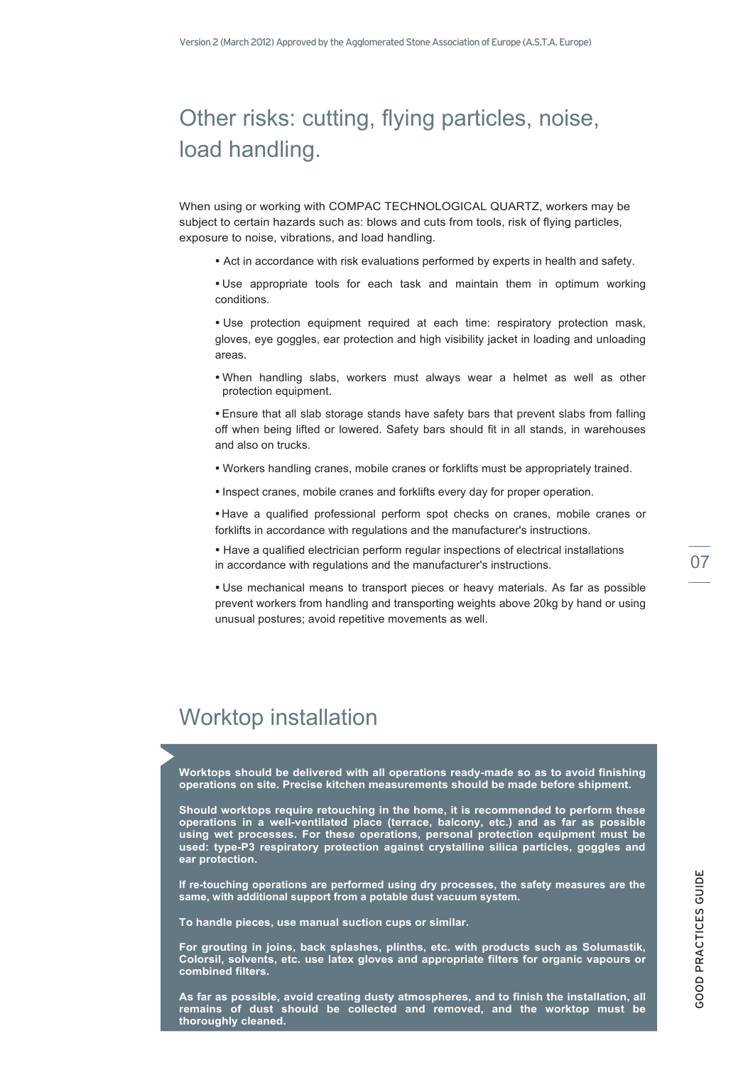## Other risks: cutting, flying particles, noise, load handling.

When using or working with COMPAC TECHNOLOGICAL QUARTZ, workers may be subject to certain hazards such as: blows and cuts from tools, risk of flying particles, exposure to noise, vibrations, and load handling.

- Act in accordance with risk evaluations performed by experts in health and safety.
- Use appropriate tools for each task and maintain them in optimum working conditions.
- Use protection equipment required at each time: respiratory protection mask, gloves, eye goggles, ear protection and high visibility jacket in loading and unloading areas.
- When handling slabs, workers must always wear a helmet as well as other protection equipment.
- Ensure that all slab storage stands have safety bars that prevent slabs from falling off when being lifted or lowered. Safety bars should fit in all stands, in warehouses and also on trucks.
- Workers handling cranes, mobile cranes or forklifts must be appropriately trained.
- Inspect cranes, mobile cranes and forklifts every day for proper operation.
- Have a qualified professional perform spot checks on cranes, mobile cranes or forklifts in accordance with regulations and the manufacturer's instructions.
- Have a qualified electrician perform regular inspections of electrical installations in accordance with regulations and the manufacturer's instructions.
- Use mechanical means to transport pieces or heavy materials. As far as possible prevent workers from handling and transporting weights above 20kg by hand or using unusual postures; avoid repetitive movements as well.

## Worktop installation

**Worktops should be delivered with all operations ready-made so as to avoid finishing operations on site. Precise kitchen measurements should be made before shipment.**

**Should worktops require retouching in the home, it is recommended to perform these operations in a well-ventilated place (terrace, balcony, etc.) and as far as possible using wet processes. For these operations, personal protection equipment must be used: type-P3 respiratory protection against crystalline silica particles, goggles and ear protection.**

**If re-touching operations are performed using dry processes, the safety measures are the same, with additional support from a potable dust vacuum system.**

**To handle pieces, use manual suction cups or similar.**

**For grouting in joins, back splashes, plinths, etc. with products such as Solumastik, Colorsil, solvents, etc. use latex gloves and appropriate filters for organic vapours or combined filters.**

**As far as possible, avoid creating dusty atmospheres, and to finish the installation, all remains of dust should be collected and removed, and the worktop must be thoroughly cleaned.**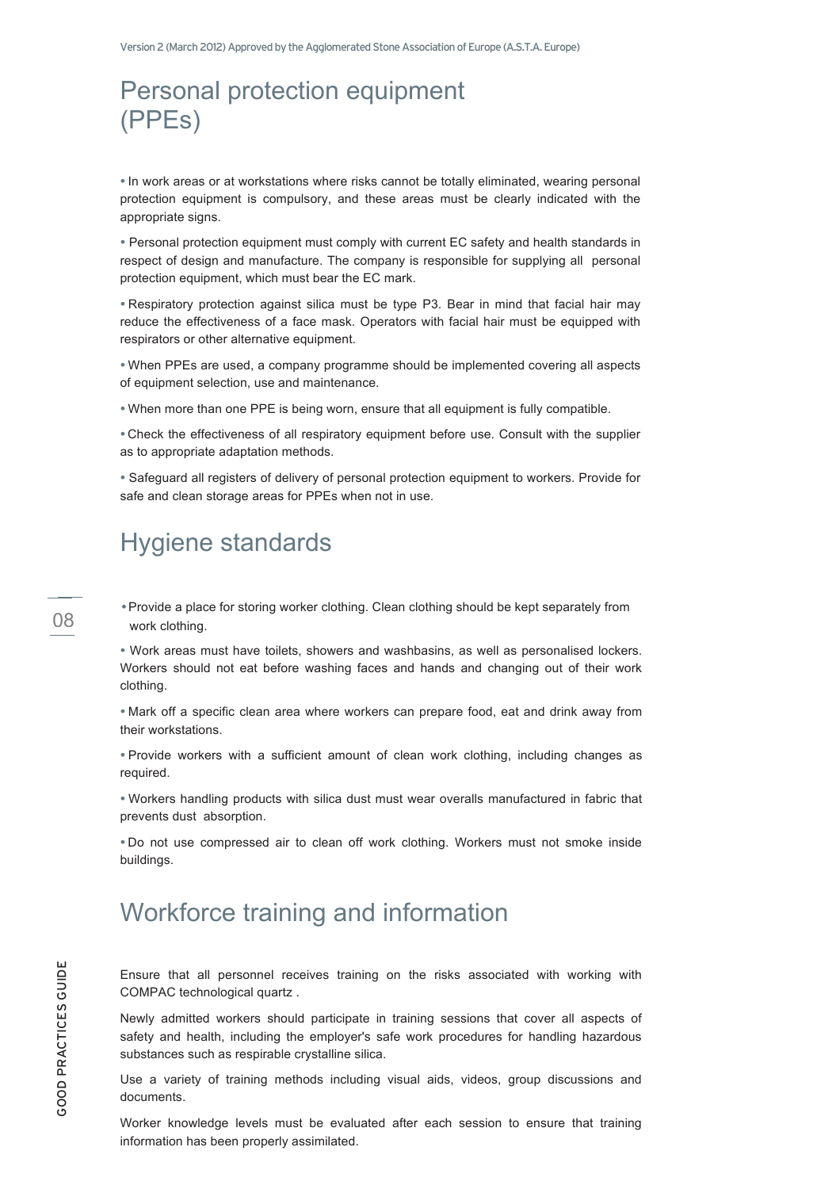# Personal protection equipment (PPEs)

- In work areas or at workstations where risks cannot be totally eliminated, wearing personal protection equipment is compulsory, and these areas must be clearly indicated with the appropriate signs.
- Personal protection equipment must comply with current EC safety and health standards in respect of design and manufacture. The company is responsible for supplying all personal protection equipment, which must bear the EC mark.
- Respiratory protection against silica must be type P3. Bear in mind that facial hair may reduce the effectiveness of a face mask. Operators with facial hair must be equipped with respirators or other alternative equipment.
- When PPEs are used, a company programme should be implemented covering all aspects of equipment selection, use and maintenance.
- When more than one PPE is being worn, ensure that all equipment is fully compatible.
- Check the effectiveness of all respiratory equipment before use. Consult with the supplier as to appropriate adaptation methods.
- Safeguard all registers of delivery of personal protection equipment to workers. Provide for safe and clean storage areas for PPEs when not in use.

# Hygiene standards

- Provide a place for storing worker clothing. Clean clothing should be kept separately from work clothing.
- Work areas must have toilets, showers and washbasins, as well as personalised lockers. Workers should not eat before washing faces and hands and changing out of their work clothing.
- Mark off a specific clean area where workers can prepare food, eat and drink away from their workstations.
- Provide workers with a sufficient amount of clean work clothing, including changes as required.
- Workers handling products with silica dust must wear overalls manufactured in fabric that prevents dust absorption.
- Do not use compressed air to clean off work clothing. Workers must not smoke inside buildings.

# Workforce training and information

Ensure that all personnel receives training on the risks associated with working with COMPAC technological quartz .

Newly admitted workers should participate in training sessions that cover all aspects of safety and health, including the employer's safe work procedures for handling hazardous substances such as respirable crystalline silica.

Use a variety of training methods including visual aids, videos, group discussions and documents.

Worker knowledge levels must be evaluated after each session to ensure that training information has been properly assimilated.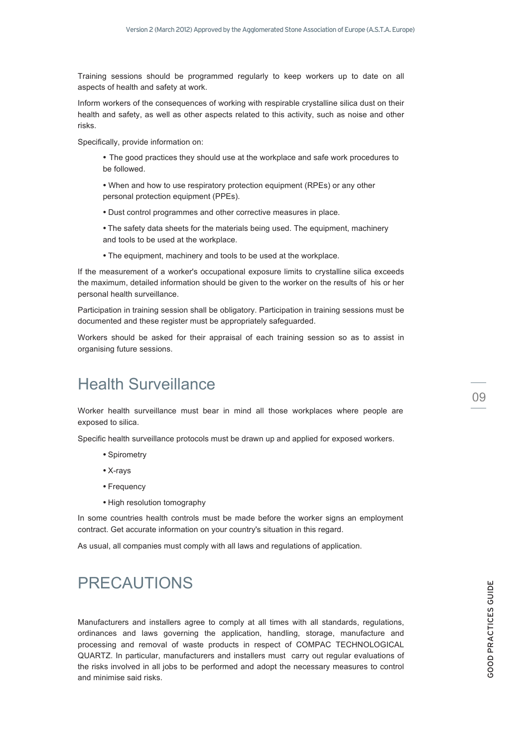Training sessions should be programmed regularly to keep workers up to date on all aspects of health and safety at work.

Inform workers of the consequences of working with respirable crystalline silica dust on their health and safety, as well as other aspects related to this activity, such as noise and other risks.

Specifically, provide information on:

- The good practices they should use at the workplace and safe work procedures to be followed.
- When and how to use respiratory protection equipment (RPEs) or any other personal protection equipment (PPEs).
- Dust control programmes and other corrective measures in place.
- The safety data sheets for the materials being used. The equipment, machinery and tools to be used at the workplace.
- The equipment, machinery and tools to be used at the workplace.

If the measurement of a worker's occupational exposure limits to crystalline silica exceeds the maximum, detailed information should be given to the worker on the results of his or her personal health surveillance.

Participation in training session shall be obligatory. Participation in training sessions must be documented and these register must be appropriately safeguarded.

Workers should be asked for their appraisal of each training session so as to assist in organising future sessions.

# Health Surveillance

Worker health surveillance must bear in mind all those workplaces where people are exposed to silica.

Specific health surveillance protocols must be drawn up and applied for exposed workers.

- Spirometry
- X-rays
- Frequency
- High resolution tomography

In some countries health controls must be made before the worker signs an employment contract. Get accurate information on your country's situation in this regard.

As usual, all companies must comply with all laws and regulations of application.

# PRECAUTIONS

Manufacturers and installers agree to comply at all times with all standards, regulations, ordinances and laws governing the application, handling, storage, manufacture and processing and removal of waste products in respect of COMPAC TECHNOLOGICAL QUARTZ. In particular, manufacturers and installers must carry out regular evaluations of the risks involved in all jobs to be performed and adopt the necessary measures to control and minimise said risks.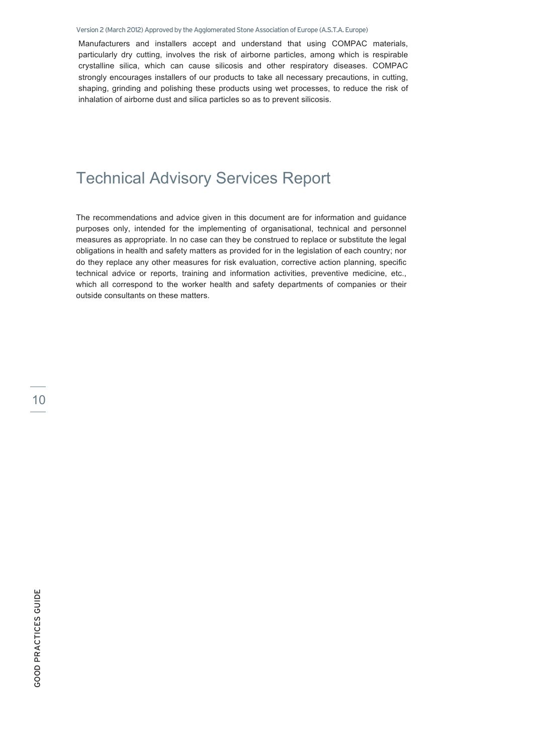Manufacturers and installers accept and understand that using COMPAC materials, particularly dry cutting, involves the risk of airborne particles, among which is respirable crystalline silica, which can cause silicosis and other respiratory diseases. COMPAC strongly encourages installers of our products to take all necessary precautions, in cutting, shaping, grinding and polishing these products using wet processes, to reduce the risk of inhalation of airborne dust and silica particles so as to prevent silicosis.

# Technical Advisory Services Report

The recommendations and advice given in this document are for information and guidance purposes only, intended for the implementing of organisational, technical and personnel measures as appropriate. In no case can they be construed to replace or substitute the legal obligations in health and safety matters as provided for in the legislation of each country; nor do they replace any other measures for risk evaluation, corrective action planning, specific technical advice or reports, training and information activities, preventive medicine, etc., which all correspond to the worker health and safety departments of companies or their outside consultants on these matters.